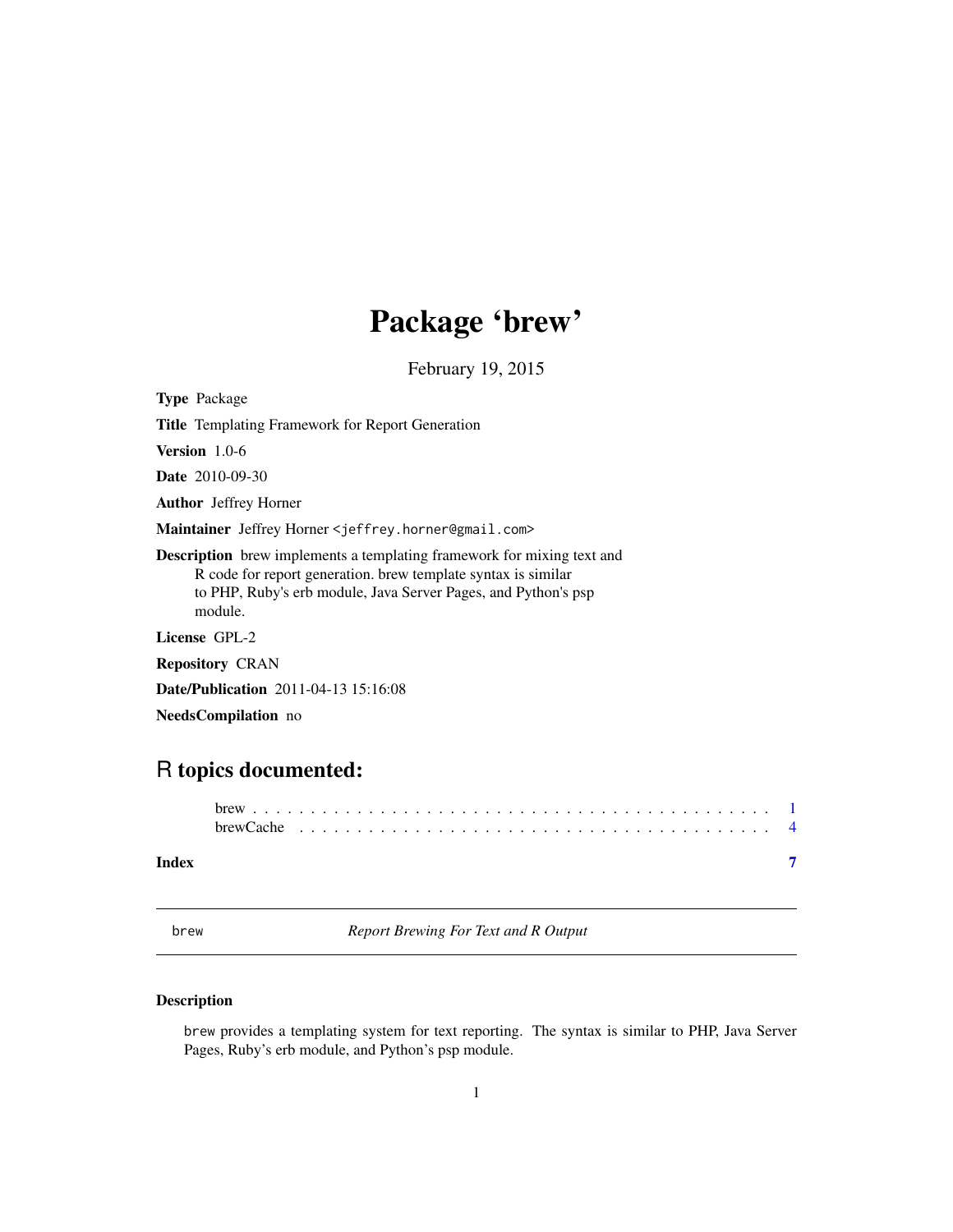# Package 'brew'

February 19, 2015

**Type** Package

**Title** Templating Framework for Report Generation

**Version** 1.0-6

**Date** 2010-09-30

**Author** Jeffrey Horner

**Maintainer** Jeffrey Horner <jeffrey.horner@gmail.com>

**Description** brew implements a templating framework for mixing text and R code for report generation. brew template syntax is similar to PHP, Ruby's erb module, Java Server Pages, and Python's psp module.

**License** GPL-2

**Repository** CRAN

**Date/Publication** 2011-04-13 15:16:08

**NeedsCompilation** no

## R topics documented:

brew . . . . . . . . . . . . . . . . . . . . . . . . . . . . . . . . . . . . . . . . . . 1
brewCache . . . . . . . . . . . . . . . . . . . . . . . . . . . . . . . . . . . . . . . 4

**Index** **7**

---

`brew` *Report Brewing For Text and R Output*

---

### Description

`brew` provides a templating system for text reporting. The syntax is similar to PHP, Java Server Pages, Ruby's erb module, and Python's psp module.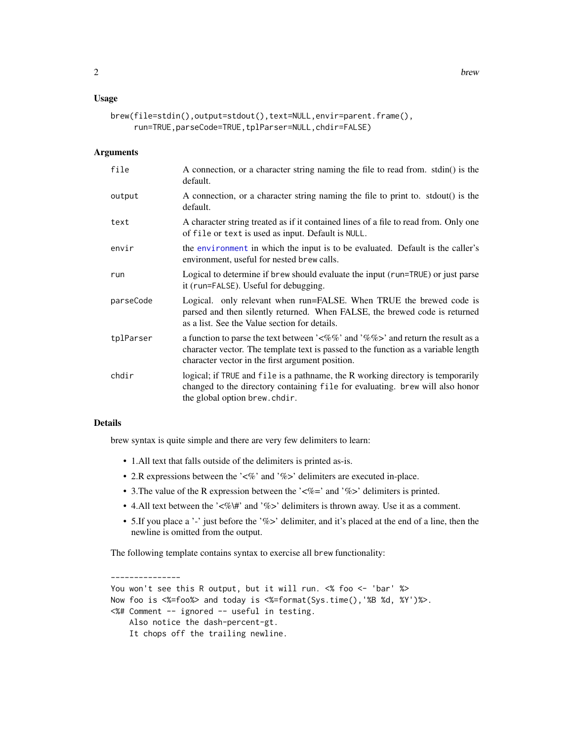## Usage

```
brew(file=stdin(),output=stdout(),text=NULL,envir=parent.frame(),
     run=TRUE,parseCode=TRUE,tplParser=NULL,chdir=FALSE)
```

## Arguments

| | |
|---|---|
| `file` | A connection, or a character string naming the file to read from. stdin() is the default. |
| `output` | A connection, or a character string naming the file to print to. stdout() is the default. |
| `text` | A character string treated as if it contained lines of a file to read from. Only one of `file` or `text` is used as input. Default is `NULL`. |
| `envir` | the `environment` in which the input is to be evaluated. Default is the caller's environment, useful for nested `brew` calls. |
| `run` | Logical to determine if `brew` should evaluate the input (`run=TRUE`) or just parse it (`run=FALSE`). Useful for debugging. |
| `parseCode` | Logical. only relevant when run=FALSE. When TRUE the brewed code is parsed and then silently returned. When FALSE, the brewed code is returned as a list. See the Value section for details. |
| `tplParser` | a function to parse the text between '<%%' and '%%>' and return the result as a character vector. The template text is passed to the function as a variable length character vector in the first argument position. |
| `chdir` | logical; if `TRUE` and `file` is a pathname, the R working directory is temporarily changed to the directory containing `file` for evaluating. `brew` will also honor the global option `brew.chdir`. |

## Details

brew syntax is quite simple and there are very few delimiters to learn:

- 1.All text that falls outside of the delimiters is printed as-is.
- 2.R expressions between the '<%' and '%>' delimiters are executed in-place.
- 3.The value of the R expression between the '<%=' and '%>' delimiters is printed.
- 4.All text between the '<%\#' and '%>' delimiters is thrown away. Use it as a comment.
- 5.If you place a '-' just before the '%>' delimiter, and it's placed at the end of a line, then the newline is omitted from the output.

The following template contains syntax to exercise all `brew` functionality:

```
---------------
You won't see this R output, but it will run. <% foo <- 'bar' %>
Now foo is <%=foo%> and today is <%=format(Sys.time(),'%B %d, %Y')%>.
<%# Comment -- ignored -- useful in testing.
    Also notice the dash-percent-gt.
    It chops off the trailing newline.
```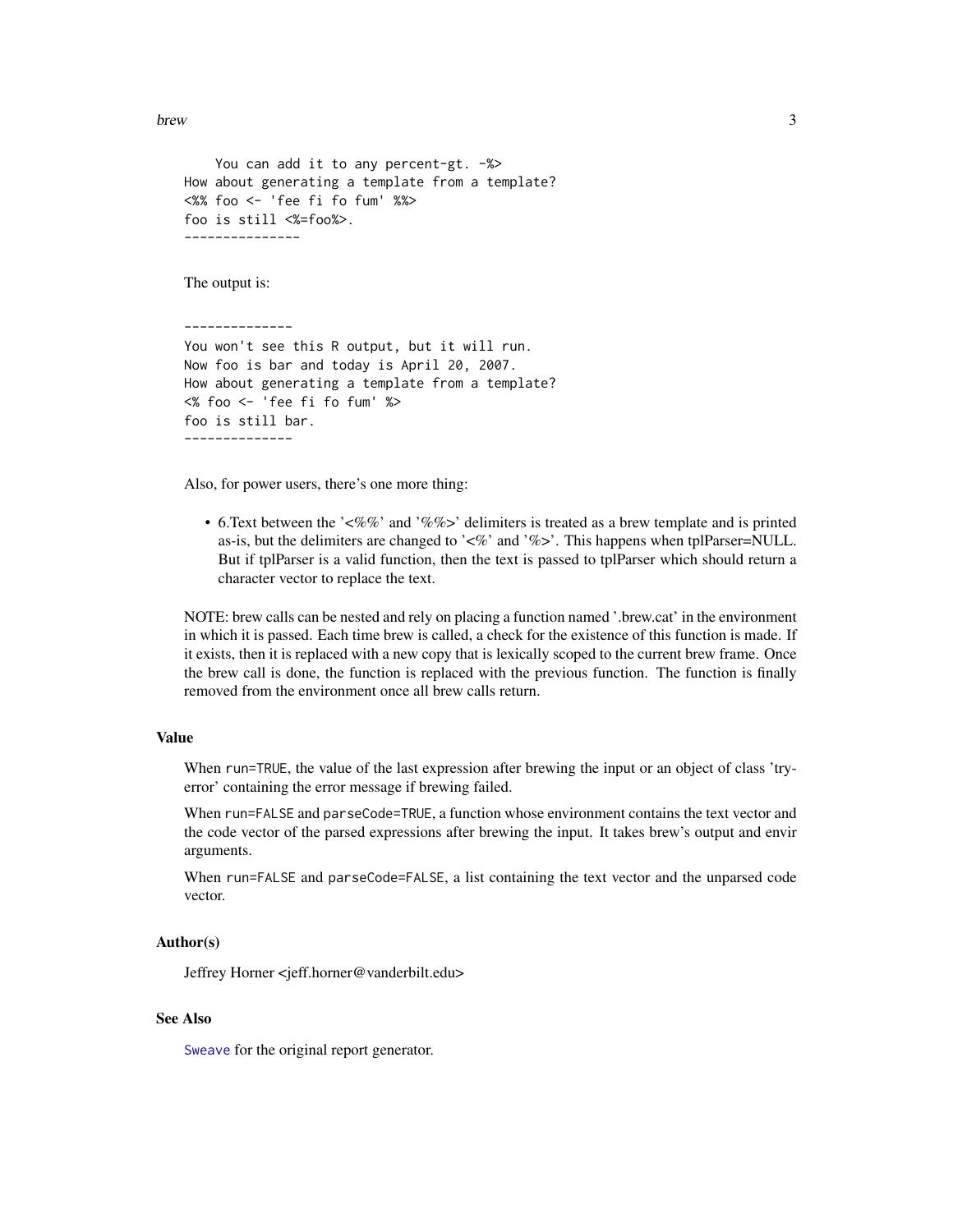```
    You can add it to any percent-gt. -%>
How about generating a template from a template?
<%% foo <- 'fee fi fo fum' %%>
foo is still <%=foo%>.
---------------
```

The output is:

```
--------------
You won't see this R output, but it will run.
Now foo is bar and today is April 20, 2007.
How about generating a template from a template?
<% foo <- 'fee fi fo fum' %>
foo is still bar.
--------------
```

Also, for power users, there's one more thing:

- 6.Text between the '<%%' and '%%>' delimiters is treated as a brew template and is printed as-is, but the delimiters are changed to '<%' and '%>'. This happens when tplParser=NULL. But if tplParser is a valid function, then the text is passed to tplParser which should return a character vector to replace the text.

NOTE: brew calls can be nested and rely on placing a function named '.brew.cat' in the environment in which it is passed. Each time brew is called, a check for the existence of this function is made. If it exists, then it is replaced with a new copy that is lexically scoped to the current brew frame. Once the brew call is done, the function is replaced with the previous function. The function is finally removed from the environment once all brew calls return.

### Value

When `run=TRUE`, the value of the last expression after brewing the input or an object of class 'try-error' containing the error message if brewing failed.

When `run=FALSE` and `parseCode=TRUE`, a function whose environment contains the text vector and the code vector of the parsed expressions after brewing the input. It takes brew's output and envir arguments.

When `run=FALSE` and `parseCode=FALSE`, a list containing the text vector and the unparsed code vector.

### Author(s)

Jeffrey Horner <jeff.horner@vanderbilt.edu>

### See Also

`Sweave` for the original report generator.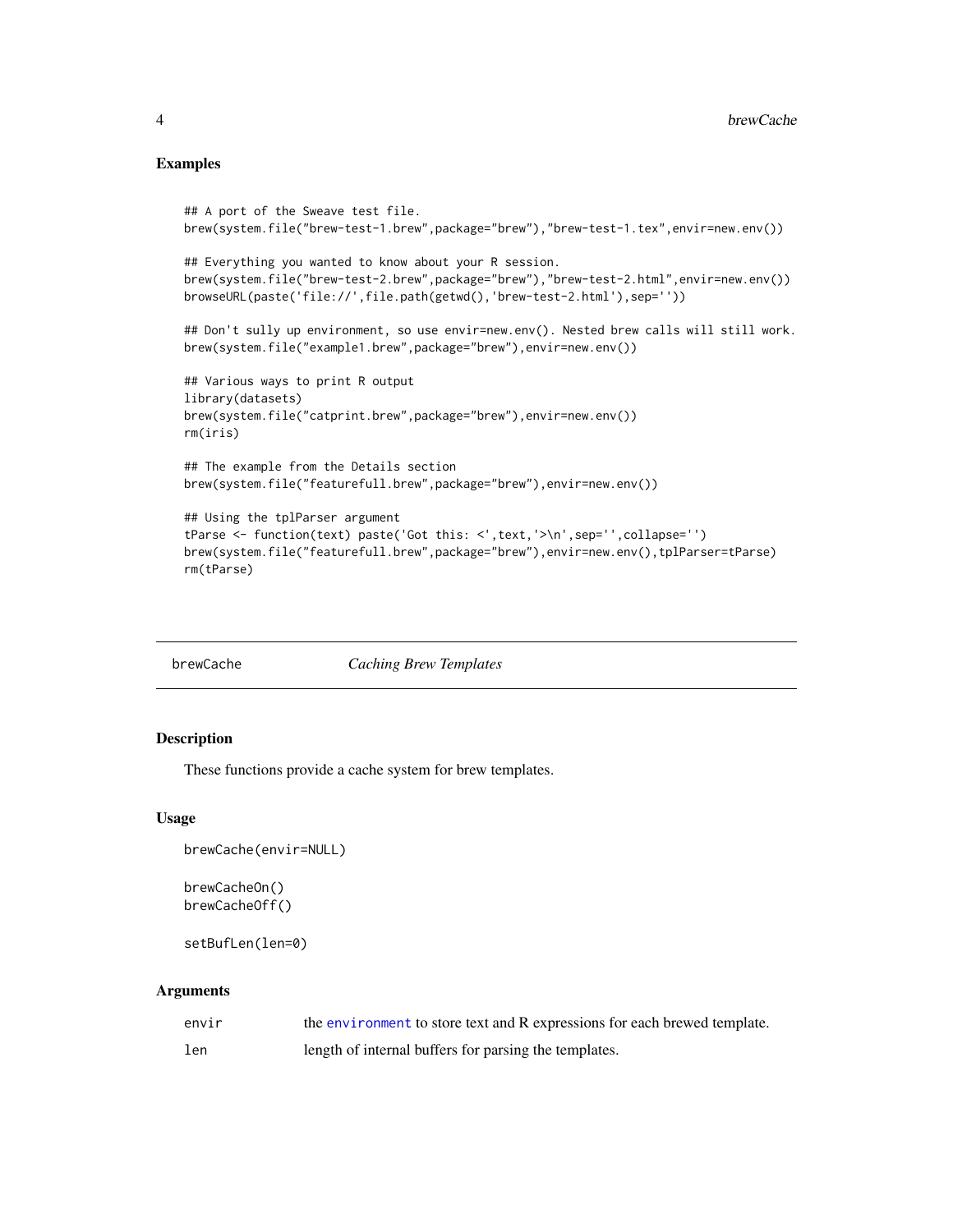## Examples

```
## A port of the Sweave test file.
brew(system.file("brew-test-1.brew",package="brew"),"brew-test-1.tex",envir=new.env())

## Everything you wanted to know about your R session.
brew(system.file("brew-test-2.brew",package="brew"),"brew-test-2.html",envir=new.env())
browseURL(paste('file://',file.path(getwd(),'brew-test-2.html'),sep=''))

## Don't sully up environment, so use envir=new.env(). Nested brew calls will still work.
brew(system.file("example1.brew",package="brew"),envir=new.env())

## Various ways to print R output
library(datasets)
brew(system.file("catprint.brew",package="brew"),envir=new.env())
rm(iris)

## The example from the Details section
brew(system.file("featurefull.brew",package="brew"),envir=new.env())

## Using the tplParser argument
tParse <- function(text) paste('Got this: <',text,'>\n',sep='',collapse='')
brew(system.file("featurefull.brew",package="brew"),envir=new.env(),tplParser=tParse)
rm(tParse)
```

---

# brewCache — *Caching Brew Templates*

---

## Description

These functions provide a cache system for brew templates.

## Usage

```
brewCache(envir=NULL)

brewCacheOn()
brewCacheOff()

setBufLen(len=0)
```

## Arguments

| | |
|---|---|
| envir | the environment to store text and R expressions for each brewed template. |
| len | length of internal buffers for parsing the templates. |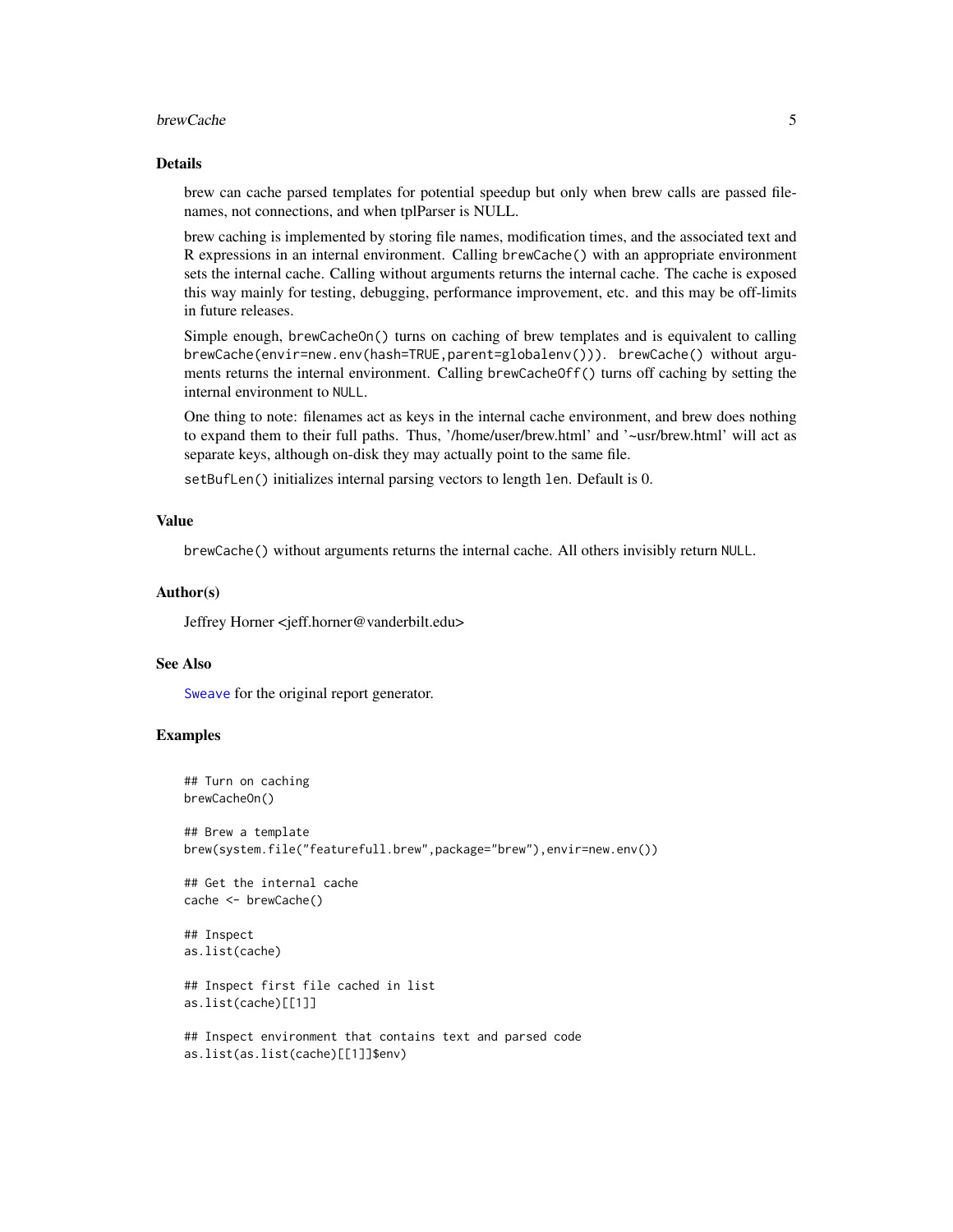## Details

brew can cache parsed templates for potential speedup but only when brew calls are passed filenames, not connections, and when tplParser is NULL.

brew caching is implemented by storing file names, modification times, and the associated text and R expressions in an internal environment. Calling `brewCache()` with an appropriate environment sets the internal cache. Calling without arguments returns the internal cache. The cache is exposed this way mainly for testing, debugging, performance improvement, etc. and this may be off-limits in future releases.

Simple enough, `brewCacheOn()` turns on caching of brew templates and is equivalent to calling `brewCache(envir=new.env(hash=TRUE,parent=globalenv()))`. `brewCache()` without arguments returns the internal environment. Calling `brewCacheOff()` turns off caching by setting the internal environment to `NULL`.

One thing to note: filenames act as keys in the internal cache environment, and brew does nothing to expand them to their full paths. Thus, '/home/user/brew.html' and '~usr/brew.html' will act as separate keys, although on-disk they may actually point to the same file.

`setBufLen()` initializes internal parsing vectors to length `len`. Default is 0.

## Value

`brewCache()` without arguments returns the internal cache. All others invisibly return `NULL`.

## Author(s)

Jeffrey Horner <jeff.horner@vanderbilt.edu>

## See Also

`Sweave` for the original report generator.

## Examples

```
## Turn on caching
brewCacheOn()

## Brew a template
brew(system.file("featurefull.brew",package="brew"),envir=new.env())

## Get the internal cache
cache <- brewCache()

## Inspect
as.list(cache)

## Inspect first file cached in list
as.list(cache)[[1]]

## Inspect environment that contains text and parsed code
as.list(as.list(cache)[[1]]$env)
```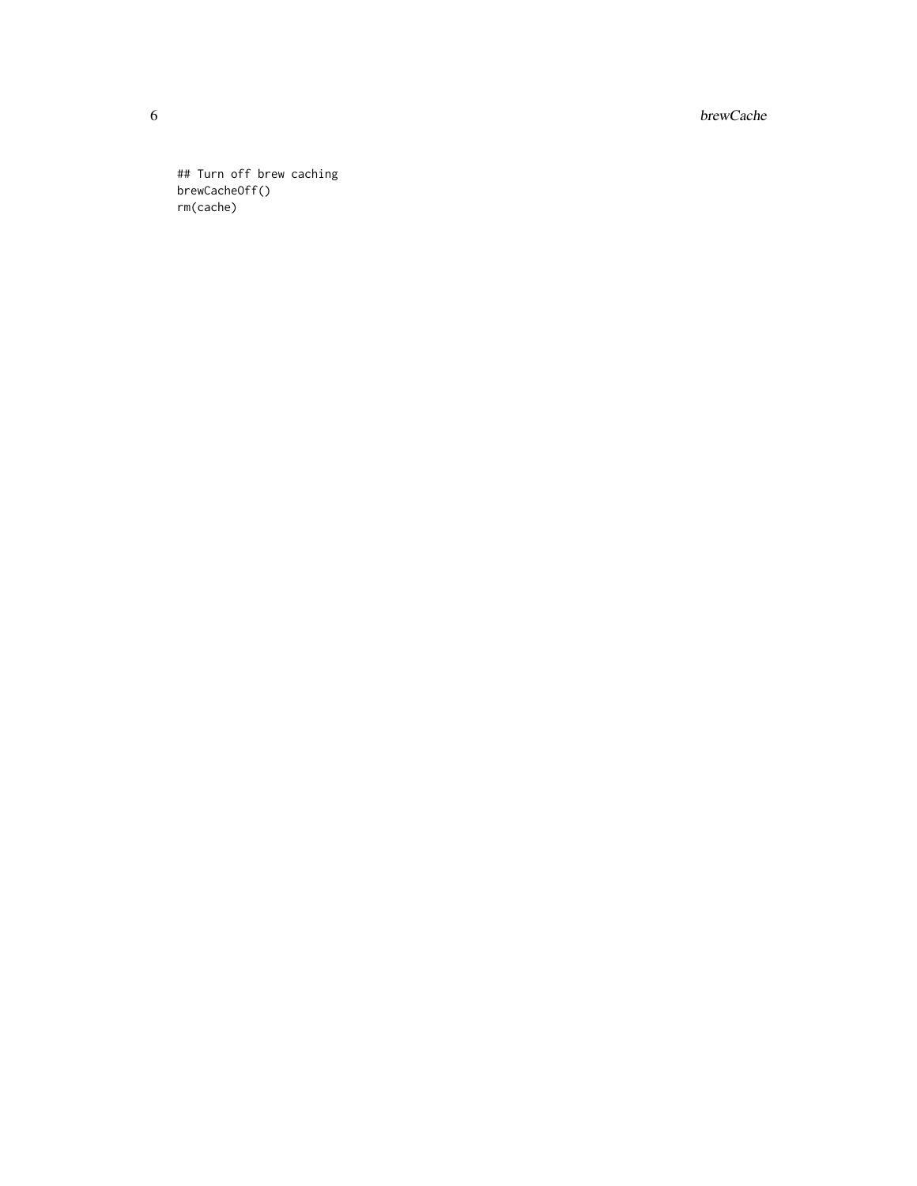```
## Turn off brew caching
brewCacheOff()
rm(cache)
```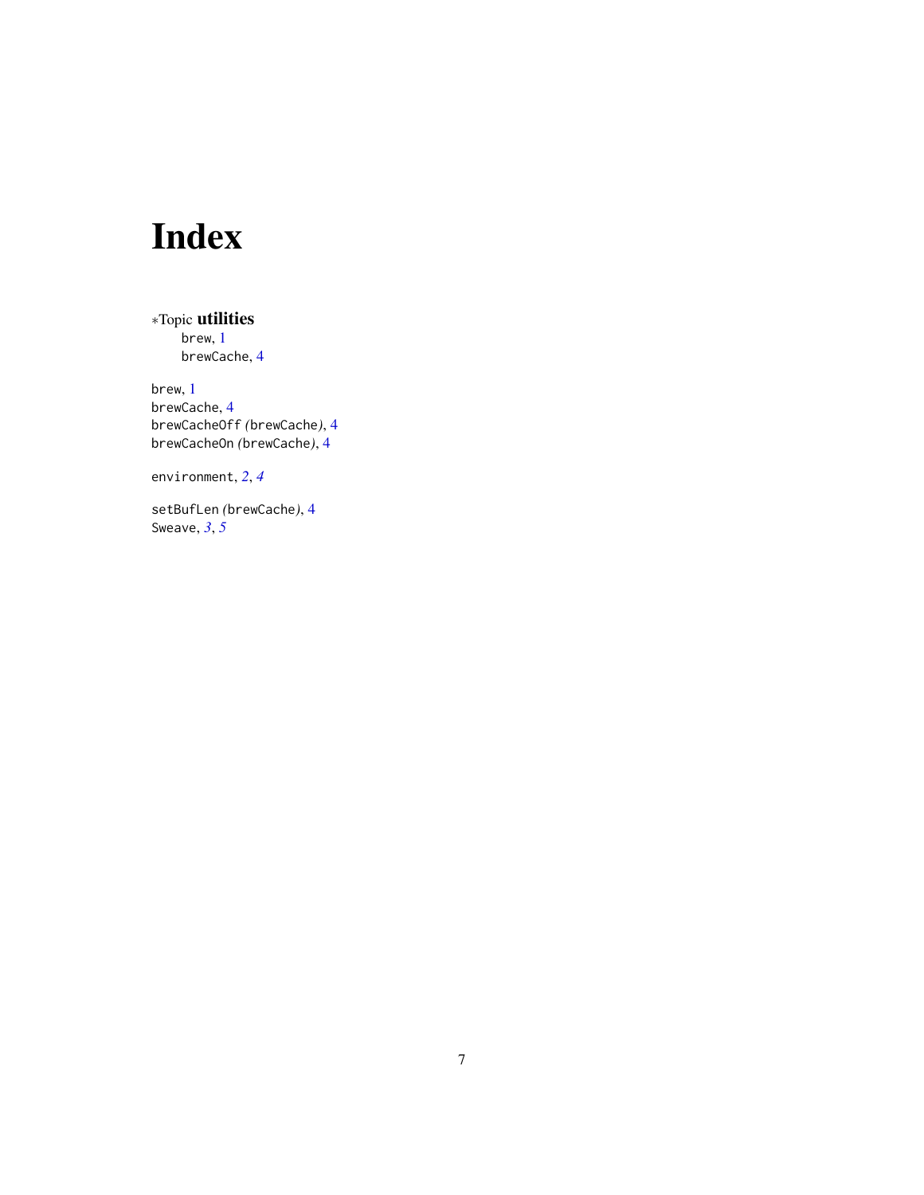# Index

∗Topic **utilities**

- brew, 1
- brewCache, 4

brew, 1
brewCache, 4
brewCacheOff *(*brewCache*)*, 4
brewCacheOn *(*brewCache*)*, 4

environment, *2*, *4*

setBufLen *(*brewCache*)*, 4
Sweave, *3*, *5*